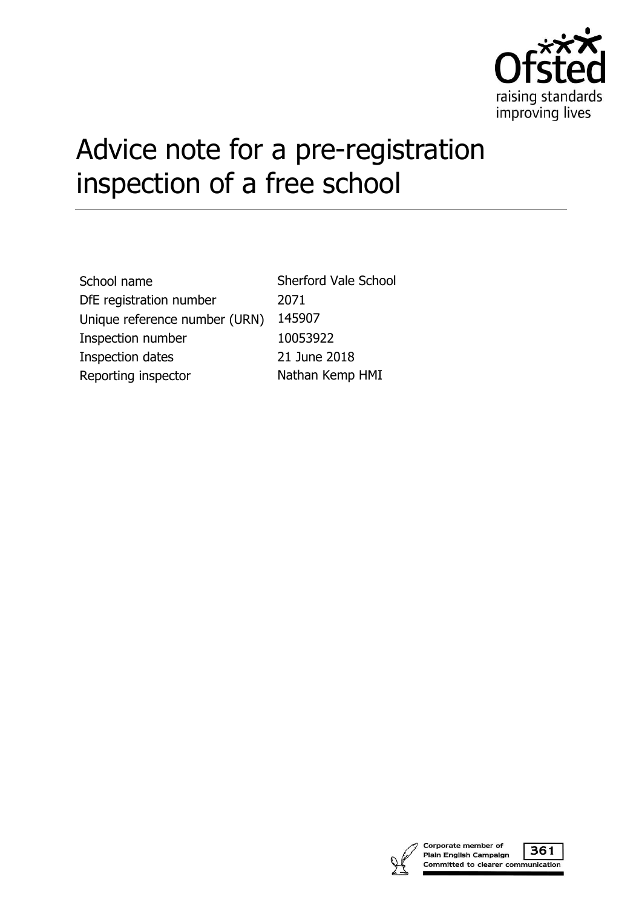# Advice note for a pre-registration inspection of a free school

| | |
|---|---|
| School name | Sherford Vale School |
| DfE registration number | 2071 |
| Unique reference number (URN) | 145907 |
| Inspection number | 10053922 |
| Inspection dates | 21 June 2018 |
| Reporting inspector | Nathan Kemp HMI |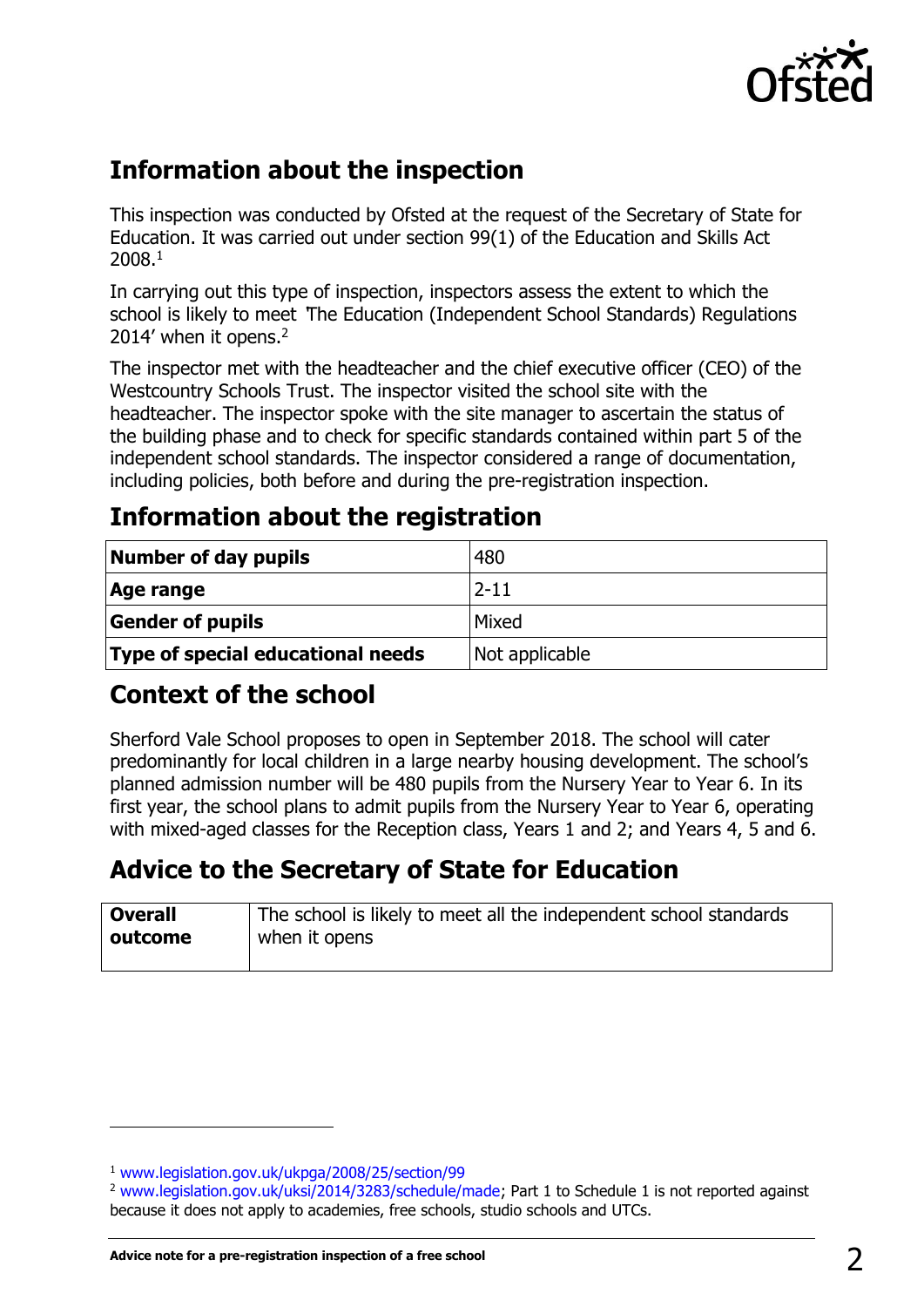## Information about the inspection

This inspection was conducted by Ofsted at the request of the Secretary of State for Education. It was carried out under section 99(1) of the Education and Skills Act 2008.[1]

In carrying out this type of inspection, inspectors assess the extent to which the school is likely to meet 'The Education (Independent School Standards) Regulations 2014' when it opens.[2]

The inspector met with the headteacher and the chief executive officer (CEO) of the Westcountry Schools Trust. The inspector visited the school site with the headteacher. The inspector spoke with the site manager to ascertain the status of the building phase and to check for specific standards contained within part 5 of the independent school standards. The inspector considered a range of documentation, including policies, both before and during the pre-registration inspection.

## Information about the registration

| | |
|---|---|
| **Number of day pupils** | 480 |
| **Age range** | 2-11 |
| **Gender of pupils** | Mixed |
| **Type of special educational needs** | Not applicable |

## Context of the school

Sherford Vale School proposes to open in September 2018. The school will cater predominantly for local children in a large nearby housing development. The school's planned admission number will be 480 pupils from the Nursery Year to Year 6. In its first year, the school plans to admit pupils from the Nursery Year to Year 6, operating with mixed-aged classes for the Reception class, Years 1 and 2; and Years 4, 5 and 6.

## Advice to the Secretary of State for Education

| | |
|---|---|
| **Overall outcome** | The school is likely to meet all the independent school standards when it opens |

---

[1] www.legislation.gov.uk/ukpga/2008/25/section/99

[2] www.legislation.gov.uk/uksi/2014/3283/schedule/made; Part 1 to Schedule 1 is not reported against because it does not apply to academies, free schools, studio schools and UTCs.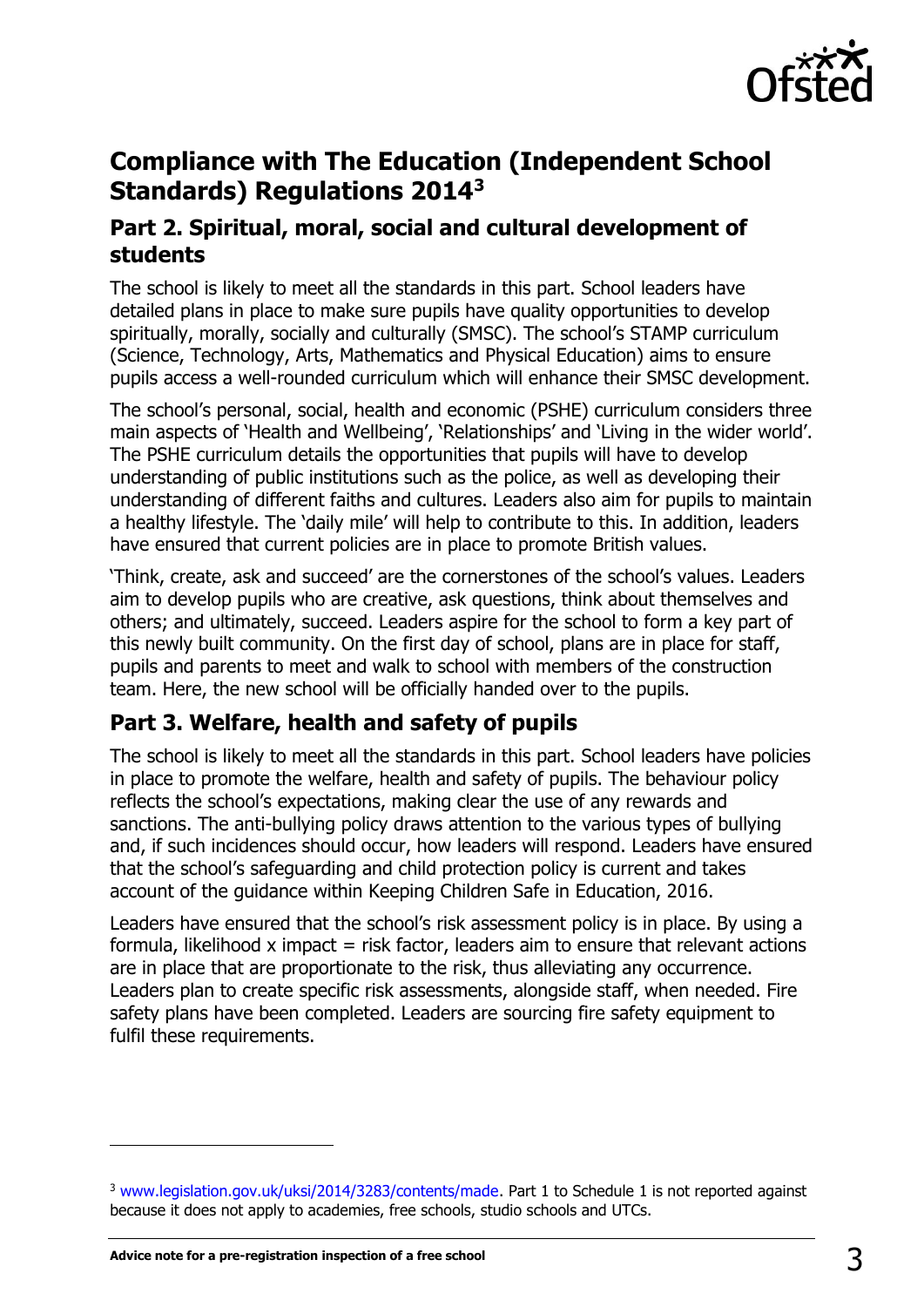## Compliance with The Education (Independent School Standards) Regulations 2014[3]

### Part 2. Spiritual, moral, social and cultural development of students

The school is likely to meet all the standards in this part. School leaders have detailed plans in place to make sure pupils have quality opportunities to develop spiritually, morally, socially and culturally (SMSC). The school's STAMP curriculum (Science, Technology, Arts, Mathematics and Physical Education) aims to ensure pupils access a well-rounded curriculum which will enhance their SMSC development.

The school's personal, social, health and economic (PSHE) curriculum considers three main aspects of 'Health and Wellbeing', 'Relationships' and 'Living in the wider world'. The PSHE curriculum details the opportunities that pupils will have to develop understanding of public institutions such as the police, as well as developing their understanding of different faiths and cultures. Leaders also aim for pupils to maintain a healthy lifestyle. The 'daily mile' will help to contribute to this. In addition, leaders have ensured that current policies are in place to promote British values.

'Think, create, ask and succeed' are the cornerstones of the school's values. Leaders aim to develop pupils who are creative, ask questions, think about themselves and others; and ultimately, succeed. Leaders aspire for the school to form a key part of this newly built community. On the first day of school, plans are in place for staff, pupils and parents to meet and walk to school with members of the construction team. Here, the new school will be officially handed over to the pupils.

### Part 3. Welfare, health and safety of pupils

The school is likely to meet all the standards in this part. School leaders have policies in place to promote the welfare, health and safety of pupils. The behaviour policy reflects the school's expectations, making clear the use of any rewards and sanctions. The anti-bullying policy draws attention to the various types of bullying and, if such incidences should occur, how leaders will respond. Leaders have ensured that the school's safeguarding and child protection policy is current and takes account of the guidance within Keeping Children Safe in Education, 2016.

Leaders have ensured that the school's risk assessment policy is in place. By using a formula, likelihood x impact = risk factor, leaders aim to ensure that relevant actions are in place that are proportionate to the risk, thus alleviating any occurrence. Leaders plan to create specific risk assessments, alongside staff, when needed. Fire safety plans have been completed. Leaders are sourcing fire safety equipment to fulfil these requirements.

---

[3] www.legislation.gov.uk/uksi/2014/3283/contents/made. Part 1 to Schedule 1 is not reported against because it does not apply to academies, free schools, studio schools and UTCs.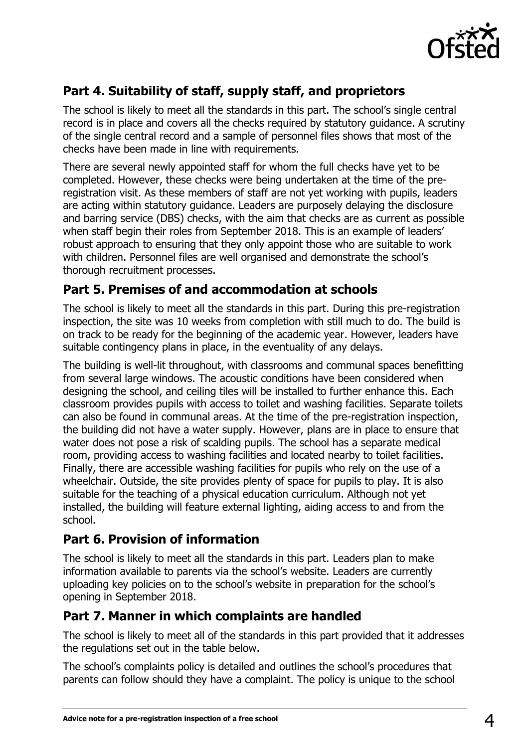## Part 4. Suitability of staff, supply staff, and proprietors

The school is likely to meet all the standards in this part. The school's single central record is in place and covers all the checks required by statutory guidance. A scrutiny of the single central record and a sample of personnel files shows that most of the checks have been made in line with requirements.

There are several newly appointed staff for whom the full checks have yet to be completed. However, these checks were being undertaken at the time of the pre-registration visit. As these members of staff are not yet working with pupils, leaders are acting within statutory guidance. Leaders are purposely delaying the disclosure and barring service (DBS) checks, with the aim that checks are as current as possible when staff begin their roles from September 2018. This is an example of leaders' robust approach to ensuring that they only appoint those who are suitable to work with children. Personnel files are well organised and demonstrate the school's thorough recruitment processes.

## Part 5. Premises of and accommodation at schools

The school is likely to meet all the standards in this part. During this pre-registration inspection, the site was 10 weeks from completion with still much to do. The build is on track to be ready for the beginning of the academic year. However, leaders have suitable contingency plans in place, in the eventuality of any delays.

The building is well-lit throughout, with classrooms and communal spaces benefitting from several large windows. The acoustic conditions have been considered when designing the school, and ceiling tiles will be installed to further enhance this. Each classroom provides pupils with access to toilet and washing facilities. Separate toilets can also be found in communal areas. At the time of the pre-registration inspection, the building did not have a water supply. However, plans are in place to ensure that water does not pose a risk of scalding pupils. The school has a separate medical room, providing access to washing facilities and located nearby to toilet facilities. Finally, there are accessible washing facilities for pupils who rely on the use of a wheelchair. Outside, the site provides plenty of space for pupils to play. It is also suitable for the teaching of a physical education curriculum. Although not yet installed, the building will feature external lighting, aiding access to and from the school.

## Part 6. Provision of information

The school is likely to meet all the standards in this part. Leaders plan to make information available to parents via the school's website. Leaders are currently uploading key policies on to the school's website in preparation for the school's opening in September 2018.

## Part 7. Manner in which complaints are handled

The school is likely to meet all of the standards in this part provided that it addresses the regulations set out in the table below.

The school's complaints policy is detailed and outlines the school's procedures that parents can follow should they have a complaint. The policy is unique to the school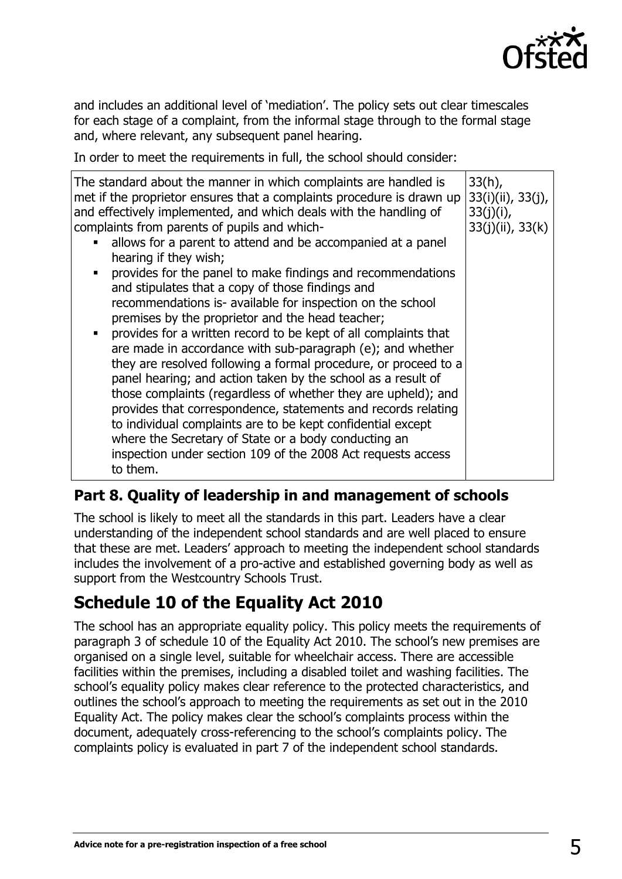and includes an additional level of 'mediation'. The policy sets out clear timescales for each stage of a complaint, from the informal stage through to the formal stage and, where relevant, any subsequent panel hearing.

In order to meet the requirements in full, the school should consider:

| | |
|---|---|
| The standard about the manner in which complaints are handled is met if the proprietor ensures that a complaints procedure is drawn up and effectively implemented, and which deals with the handling of complaints from parents of pupils and which-<br>▪ allows for a parent to attend and be accompanied at a panel hearing if they wish;<br>▪ provides for the panel to make findings and recommendations and stipulates that a copy of those findings and recommendations is- available for inspection on the school premises by the proprietor and the head teacher;<br>▪ provides for a written record to be kept of all complaints that are made in accordance with sub-paragraph (e); and whether they are resolved following a formal procedure, or proceed to a panel hearing; and action taken by the school as a result of those complaints (regardless of whether they are upheld); and provides that correspondence, statements and records relating to individual complaints are to be kept confidential except where the Secretary of State or a body conducting an inspection under section 109 of the 2008 Act requests access to them. | 33(h), 33(i)(ii), 33(j), 33(j)(i), 33(j)(ii), 33(k) |

## Part 8. Quality of leadership in and management of schools

The school is likely to meet all the standards in this part. Leaders have a clear understanding of the independent school standards and are well placed to ensure that these are met. Leaders' approach to meeting the independent school standards includes the involvement of a pro-active and established governing body as well as support from the Westcountry Schools Trust.

# Schedule 10 of the Equality Act 2010

The school has an appropriate equality policy. This policy meets the requirements of paragraph 3 of schedule 10 of the Equality Act 2010. The school's new premises are organised on a single level, suitable for wheelchair access. There are accessible facilities within the premises, including a disabled toilet and washing facilities. The school's equality policy makes clear reference to the protected characteristics, and outlines the school's approach to meeting the requirements as set out in the 2010 Equality Act. The policy makes clear the school's complaints process within the document, adequately cross-referencing to the school's complaints policy. The complaints policy is evaluated in part 7 of the independent school standards.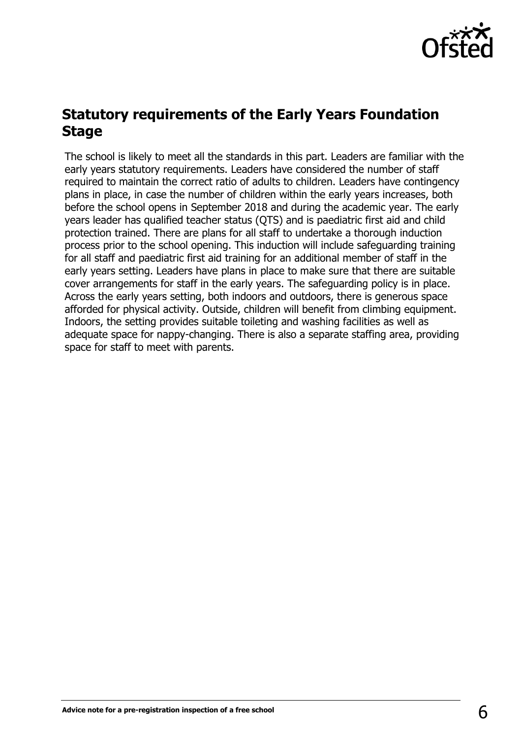## Statutory requirements of the Early Years Foundation Stage

The school is likely to meet all the standards in this part. Leaders are familiar with the early years statutory requirements. Leaders have considered the number of staff required to maintain the correct ratio of adults to children. Leaders have contingency plans in place, in case the number of children within the early years increases, both before the school opens in September 2018 and during the academic year. The early years leader has qualified teacher status (QTS) and is paediatric first aid and child protection trained. There are plans for all staff to undertake a thorough induction process prior to the school opening. This induction will include safeguarding training for all staff and paediatric first aid training for an additional member of staff in the early years setting. Leaders have plans in place to make sure that there are suitable cover arrangements for staff in the early years. The safeguarding policy is in place. Across the early years setting, both indoors and outdoors, there is generous space afforded for physical activity. Outside, children will benefit from climbing equipment. Indoors, the setting provides suitable toileting and washing facilities as well as adequate space for nappy-changing. There is also a separate staffing area, providing space for staff to meet with parents.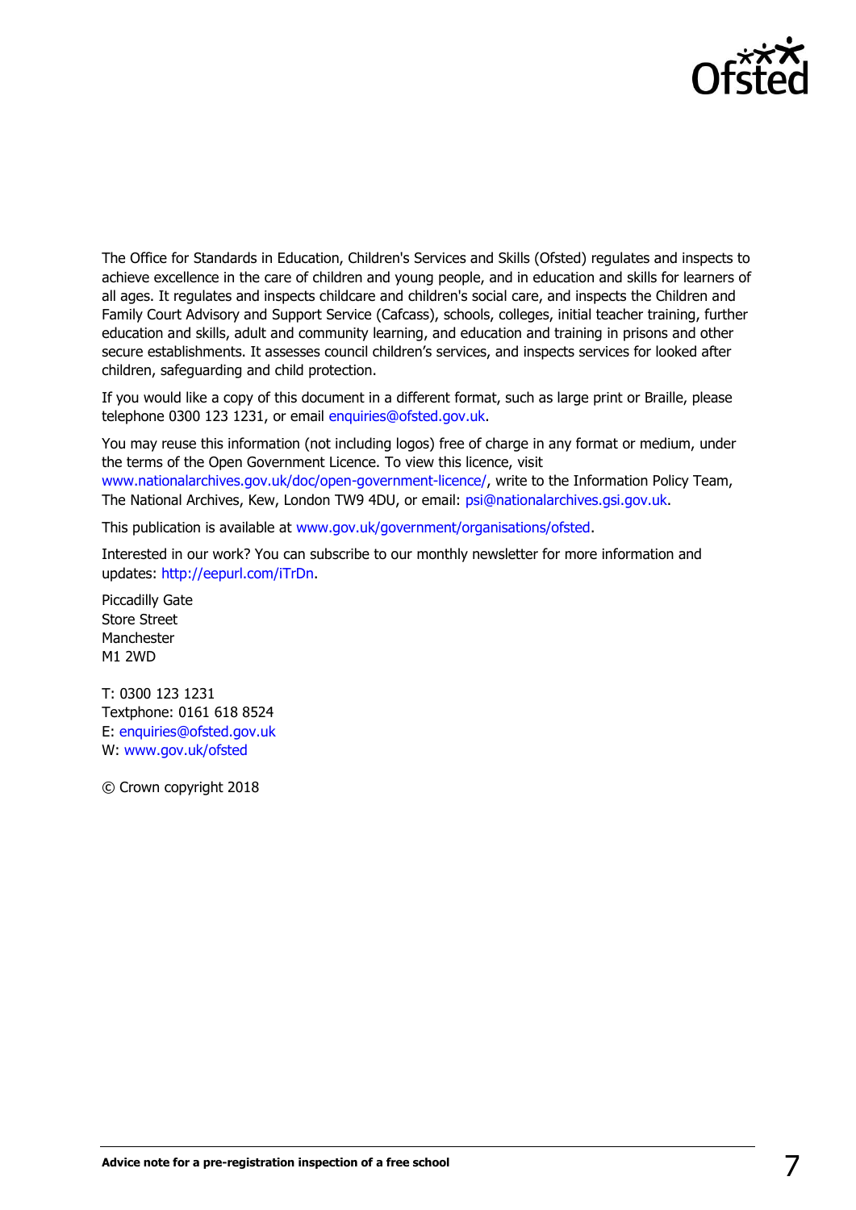The Office for Standards in Education, Children's Services and Skills (Ofsted) regulates and inspects to achieve excellence in the care of children and young people, and in education and skills for learners of all ages. It regulates and inspects childcare and children's social care, and inspects the Children and Family Court Advisory and Support Service (Cafcass), schools, colleges, initial teacher training, further education and skills, adult and community learning, and education and training in prisons and other secure establishments. It assesses council children's services, and inspects services for looked after children, safeguarding and child protection.

If you would like a copy of this document in a different format, such as large print or Braille, please telephone 0300 123 1231, or email enquiries@ofsted.gov.uk.

You may reuse this information (not including logos) free of charge in any format or medium, under the terms of the Open Government Licence. To view this licence, visit www.nationalarchives.gov.uk/doc/open-government-licence/, write to the Information Policy Team, The National Archives, Kew, London TW9 4DU, or email: psi@nationalarchives.gsi.gov.uk.

This publication is available at www.gov.uk/government/organisations/ofsted.

Interested in our work? You can subscribe to our monthly newsletter for more information and updates: http://eepurl.com/iTrDn.

Piccadilly Gate
Store Street
Manchester
M1 2WD

T: 0300 123 1231
Textphone: 0161 618 8524
E: enquiries@ofsted.gov.uk
W: www.gov.uk/ofsted

© Crown copyright 2018